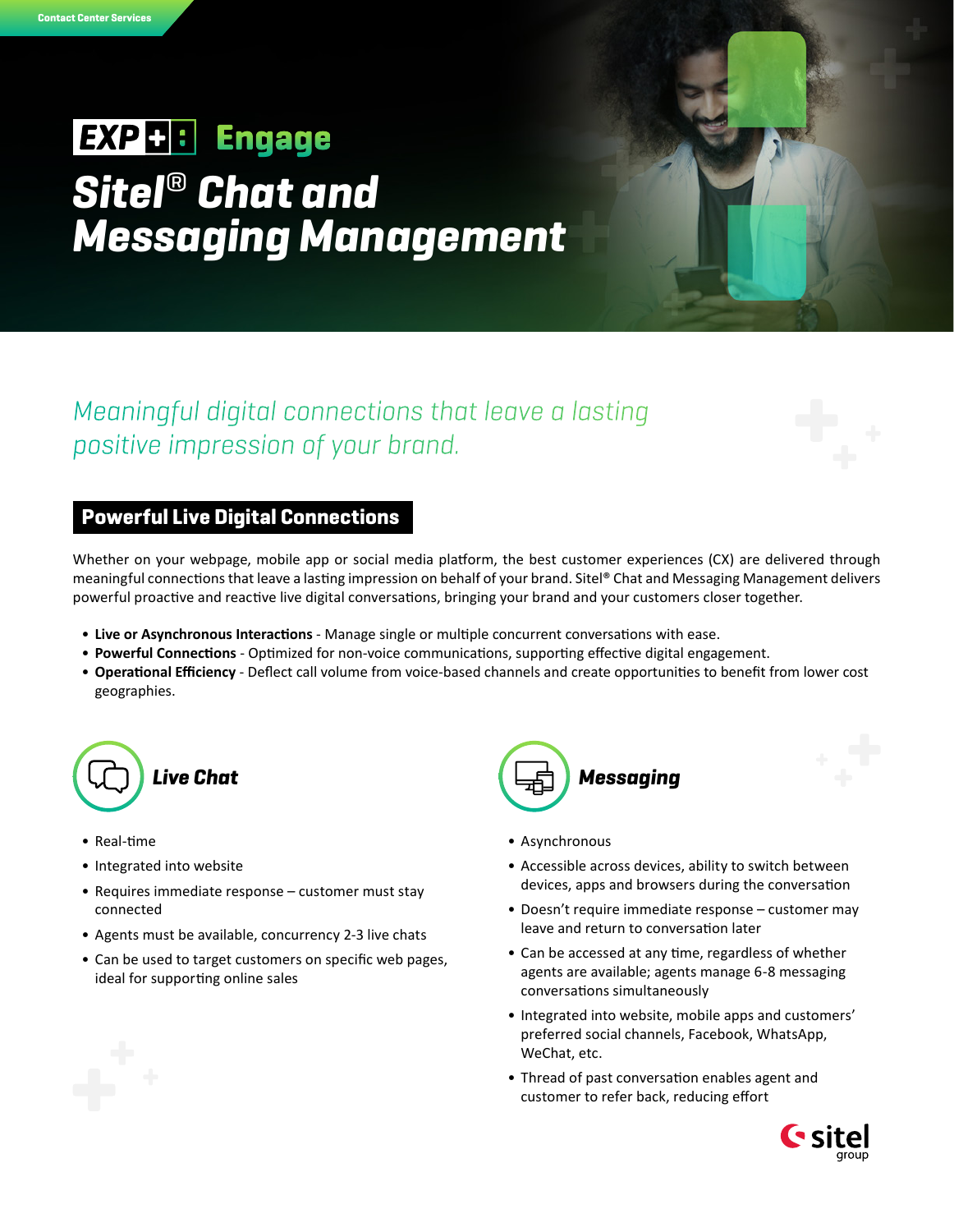Contact Center Services

EXP+: Engage

# Sitel® Chat and Messaging Management

*Meaningful digital connections that leave a lasting positive impression of your brand.*

## Powerful Live Digital Connections

Whether on your webpage, mobile app or social media platform, the best customer experiences (CX) are delivered through meaningful connections that leave a lasting impression on behalf of your brand. Sitel® Chat and Messaging Management delivers powerful proactive and reactive live digital conversations, bringing your brand and your customers closer together.

- **Live or Asynchronous Interactions** - Manage single or multiple concurrent conversations with ease.
- **Powerful Connections** - Optimized for non-voice communications, supporting effective digital engagement.
- **Operational Efficiency** - Deflect call volume from voice-based channels and create opportunities to benefit from lower cost geographies.

### Live Chat

- Real-time
- Integrated into website
- Requires immediate response – customer must stay connected
- Agents must be available, concurrency 2-3 live chats
- Can be used to target customers on specific web pages, ideal for supporting online sales

### Messaging

- Asynchronous
- Accessible across devices, ability to switch between devices, apps and browsers during the conversation
- Doesn't require immediate response – customer may leave and return to conversation later
- Can be accessed at any time, regardless of whether agents are available; agents manage 6-8 messaging conversations simultaneously
- Integrated into website, mobile apps and customers' preferred social channels, Facebook, WhatsApp, WeChat, etc.
- Thread of past conversation enables agent and customer to refer back, reducing effort

sitel group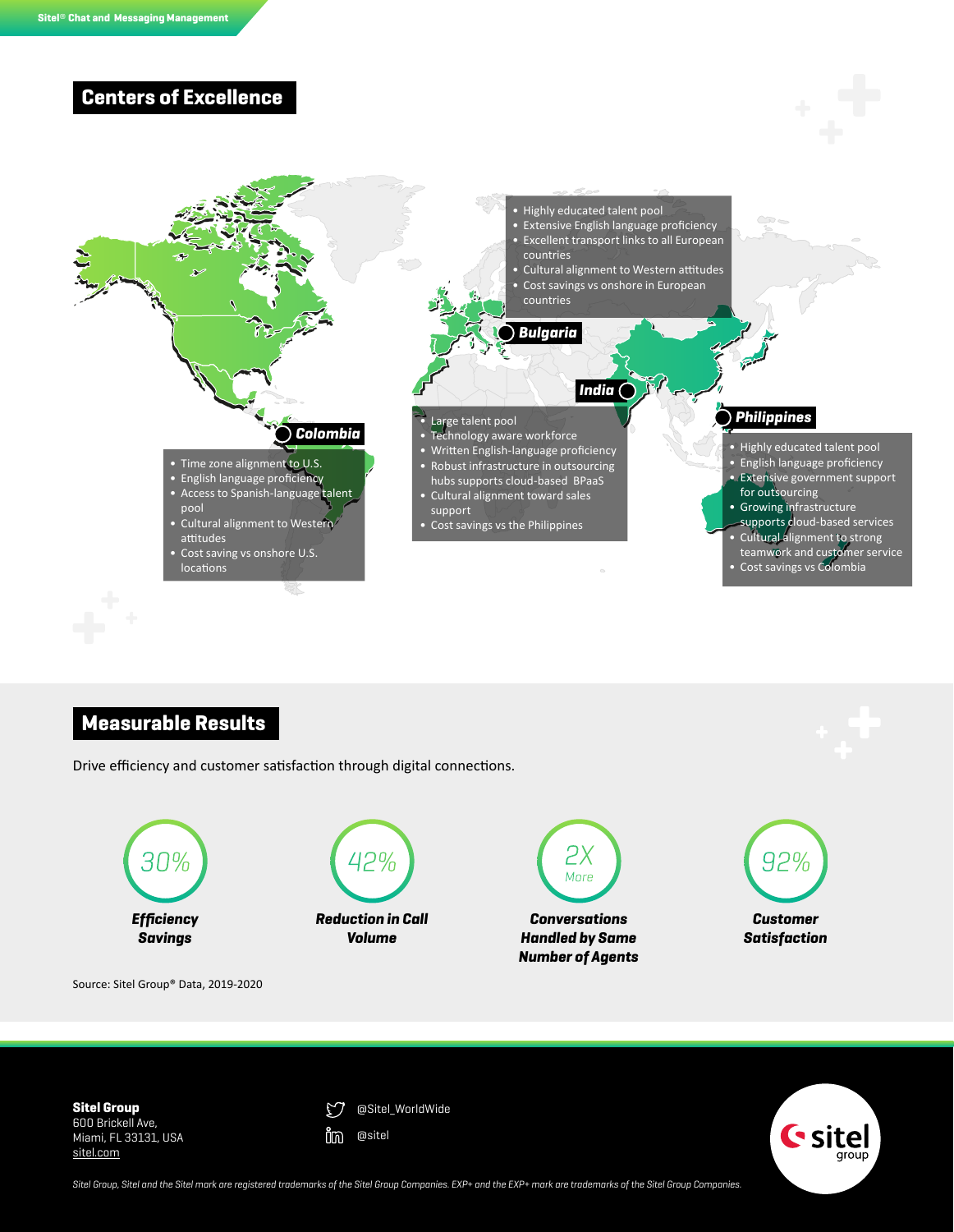## Centers of Excellence

### Bulgaria

- Highly educated talent pool
- Extensive English language proficiency
- Excellent transport links to all European countries
- Cultural alignment to Western attitudes
- Cost savings vs onshore in European countries

### Colombia

- Time zone alignment to U.S.
- English language proficiency
- Access to Spanish-language talent pool
- Cultural alignment to Western attitudes
- Cost saving vs onshore U.S. locations

### India

- Large talent pool
- Technology aware workforce
- Written English-language proficiency
- Robust infrastructure in outsourcing hubs supports cloud-based BPaaS
- Cultural alignment toward sales support
- Cost savings vs the Philippines

### Philippines

- Highly educated talent pool
- English language proficiency
- Extensive government support for outsourcing
- Growing infrastructure supports cloud-based services
- Cultural alignment to strong teamwork and customer service
- Cost savings vs Colombia

## Measurable Results

Drive efficiency and customer satisfaction through digital connections.

30%
***Efficiency Savings***

42%
***Reduction in Call Volume***

2X More
***Conversations Handled by Same Number of Agents***

92%
***Customer Satisfaction***

Source: Sitel Group® Data, 2019-2020

**Sitel Group**
600 Brickell Ave,
Miami, FL 33131, USA
sitel.com

@Sitel_WorldWide
@sitel

*Sitel Group, Sitel and the Sitel mark are registered trademarks of the Sitel Group Companies. EXP+ and the EXP+ mark are trademarks of the Sitel Group Companies.*